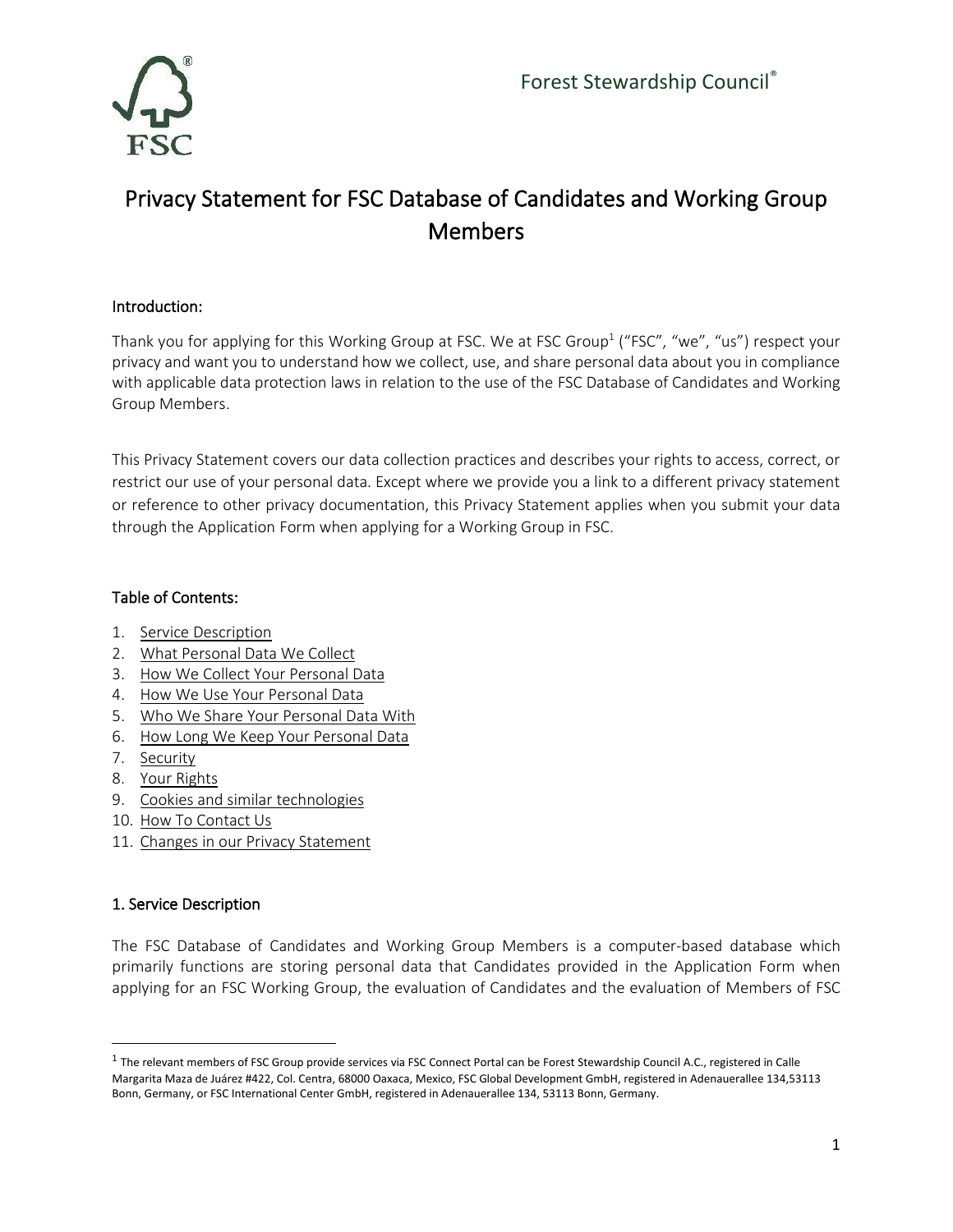Forest Stewardship Council®

# Privacy Statement for FSC Database of Candidates and Working Group Members

## Introduction:

Thank you for applying for this Working Group at FSC. We at FSC Group[1] ("FSC", "we", "us") respect your privacy and want you to understand how we collect, use, and share personal data about you in compliance with applicable data protection laws in relation to the use of the FSC Database of Candidates and Working Group Members.

This Privacy Statement covers our data collection practices and describes your rights to access, correct, or restrict our use of your personal data. Except where we provide you a link to a different privacy statement or reference to other privacy documentation, this Privacy Statement applies when you submit your data through the Application Form when applying for a Working Group in FSC.

## Table of Contents:

1. Service Description
2. What Personal Data We Collect
3. How We Collect Your Personal Data
4. How We Use Your Personal Data
5. Who We Share Your Personal Data With
6. How Long We Keep Your Personal Data
7. Security
8. Your Rights
9. Cookies and similar technologies
10. How To Contact Us
11. Changes in our Privacy Statement

## 1. Service Description

The FSC Database of Candidates and Working Group Members is a computer-based database which primarily functions are storing personal data that Candidates provided in the Application Form when applying for an FSC Working Group, the evaluation of Candidates and the evaluation of Members of FSC

---

[1] The relevant members of FSC Group provide services via FSC Connect Portal can be Forest Stewardship Council A.C., registered in Calle Margarita Maza de Juárez #422, Col. Centra, 68000 Oaxaca, Mexico, FSC Global Development GmbH, registered in Adenauerallee 134,53113 Bonn, Germany, or FSC International Center GmbH, registered in Adenauerallee 134, 53113 Bonn, Germany.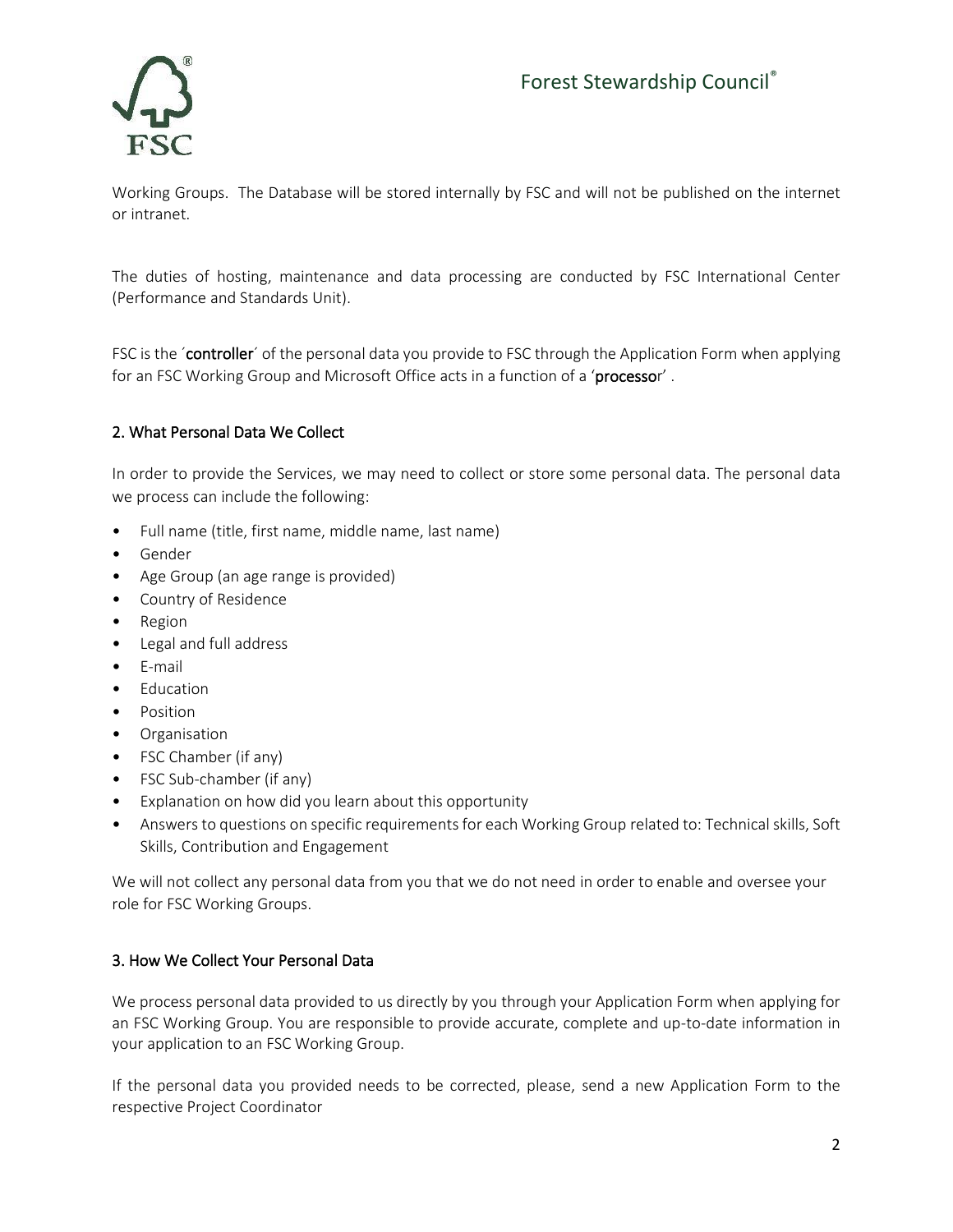Working Groups. The Database will be stored internally by FSC and will not be published on the internet or intranet.

The duties of hosting, maintenance and data processing are conducted by FSC International Center (Performance and Standards Unit).

FSC is the ´**controller**´ of the personal data you provide to FSC through the Application Form when applying for an FSC Working Group and Microsoft Office acts in a function of a '**processo**r' .

## 2. What Personal Data We Collect

In order to provide the Services, we may need to collect or store some personal data. The personal data we process can include the following:

- Full name (title, first name, middle name, last name)
- Gender
- Age Group (an age range is provided)
- Country of Residence
- Region
- Legal and full address
- E-mail
- Education
- Position
- Organisation
- FSC Chamber (if any)
- FSC Sub-chamber (if any)
- Explanation on how did you learn about this opportunity
- Answers to questions on specific requirements for each Working Group related to: Technical skills, Soft Skills, Contribution and Engagement

We will not collect any personal data from you that we do not need in order to enable and oversee your role for FSC Working Groups.

## 3. How We Collect Your Personal Data

We process personal data provided to us directly by you through your Application Form when applying for an FSC Working Group. You are responsible to provide accurate, complete and up-to-date information in your application to an FSC Working Group.

If the personal data you provided needs to be corrected, please, send a new Application Form to the respective Project Coordinator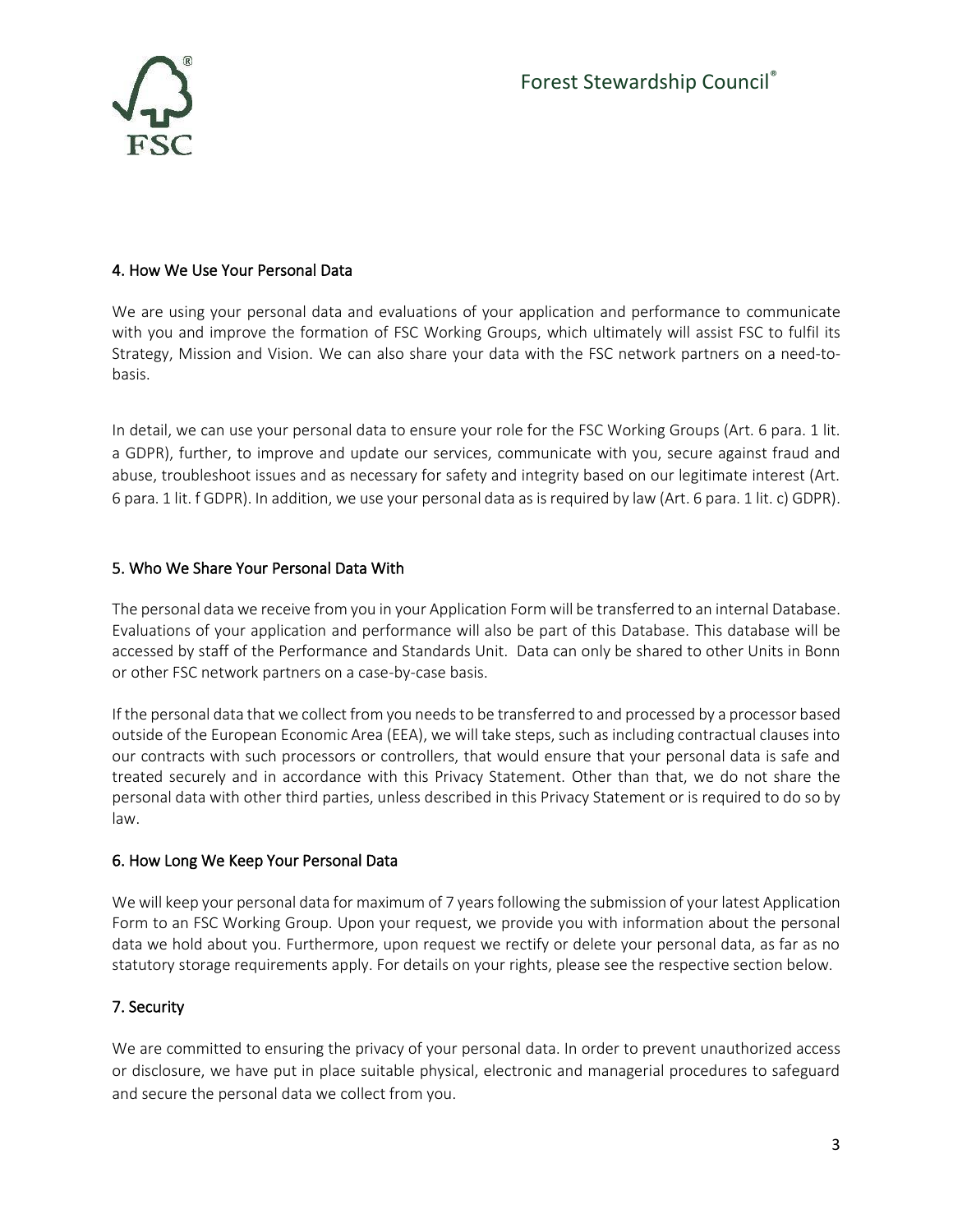## 4. How We Use Your Personal Data

We are using your personal data and evaluations of your application and performance to communicate with you and improve the formation of FSC Working Groups, which ultimately will assist FSC to fulfil its Strategy, Mission and Vision. We can also share your data with the FSC network partners on a need-to-basis.

In detail, we can use your personal data to ensure your role for the FSC Working Groups (Art. 6 para. 1 lit. a GDPR), further, to improve and update our services, communicate with you, secure against fraud and abuse, troubleshoot issues and as necessary for safety and integrity based on our legitimate interest (Art. 6 para. 1 lit. f GDPR). In addition, we use your personal data as is required by law (Art. 6 para. 1 lit. c) GDPR).

## 5. Who We Share Your Personal Data With

The personal data we receive from you in your Application Form will be transferred to an internal Database. Evaluations of your application and performance will also be part of this Database. This database will be accessed by staff of the Performance and Standards Unit. Data can only be shared to other Units in Bonn or other FSC network partners on a case-by-case basis.

If the personal data that we collect from you needs to be transferred to and processed by a processor based outside of the European Economic Area (EEA), we will take steps, such as including contractual clauses into our contracts with such processors or controllers, that would ensure that your personal data is safe and treated securely and in accordance with this Privacy Statement. Other than that, we do not share the personal data with other third parties, unless described in this Privacy Statement or is required to do so by law.

## 6. How Long We Keep Your Personal Data

We will keep your personal data for maximum of 7 years following the submission of your latest Application Form to an FSC Working Group. Upon your request, we provide you with information about the personal data we hold about you. Furthermore, upon request we rectify or delete your personal data, as far as no statutory storage requirements apply. For details on your rights, please see the respective section below.

## 7. Security

We are committed to ensuring the privacy of your personal data. In order to prevent unauthorized access or disclosure, we have put in place suitable physical, electronic and managerial procedures to safeguard and secure the personal data we collect from you.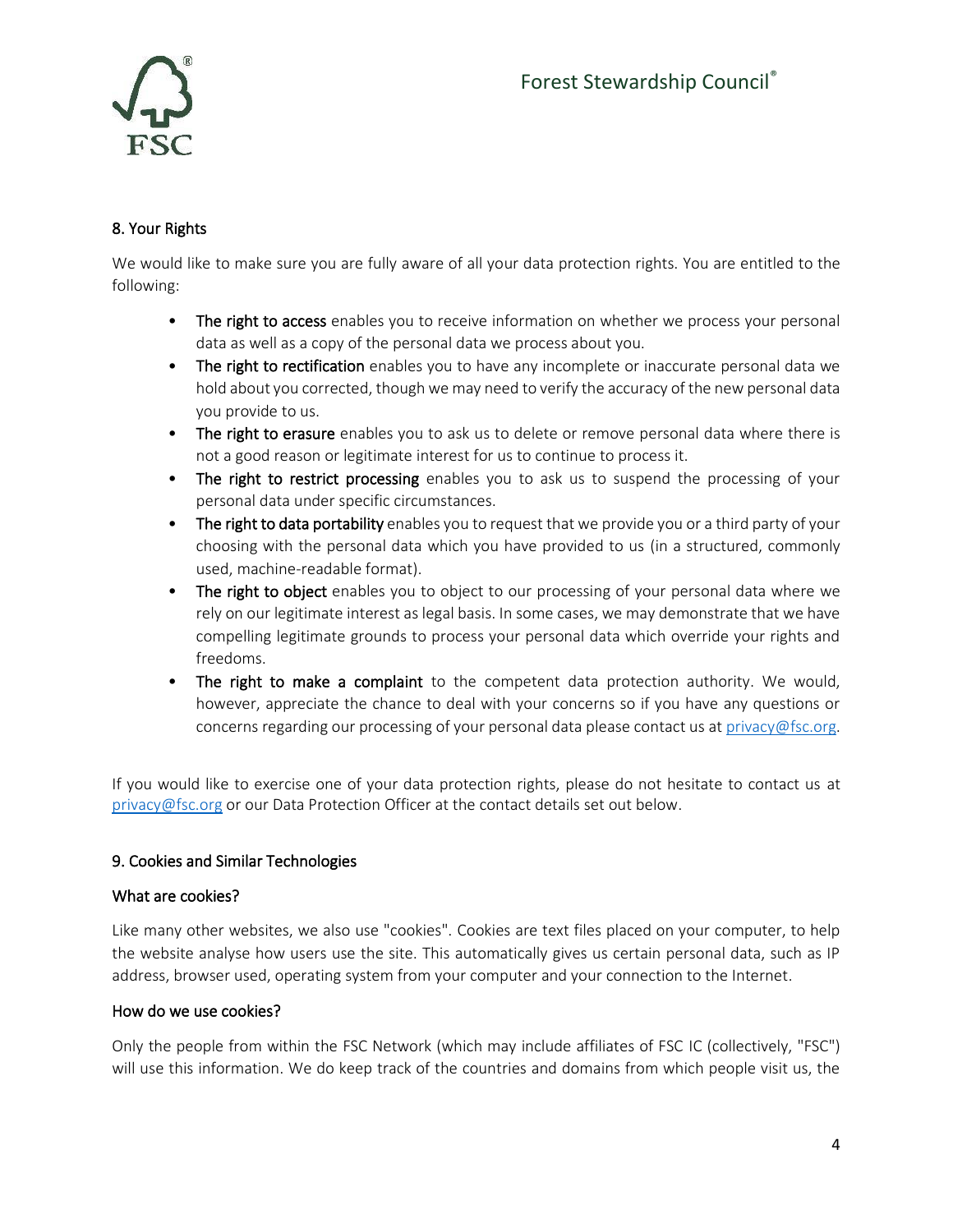## 8. Your Rights

We would like to make sure you are fully aware of all your data protection rights. You are entitled to the following:

- **The right to access** enables you to receive information on whether we process your personal data as well as a copy of the personal data we process about you.
- **The right to rectification** enables you to have any incomplete or inaccurate personal data we hold about you corrected, though we may need to verify the accuracy of the new personal data you provide to us.
- **The right to erasure** enables you to ask us to delete or remove personal data where there is not a good reason or legitimate interest for us to continue to process it.
- **The right to restrict processing** enables you to ask us to suspend the processing of your personal data under specific circumstances.
- **The right to data portability** enables you to request that we provide you or a third party of your choosing with the personal data which you have provided to us (in a structured, commonly used, machine-readable format).
- **The right to object** enables you to object to our processing of your personal data where we rely on our legitimate interest as legal basis. In some cases, we may demonstrate that we have compelling legitimate grounds to process your personal data which override your rights and freedoms.
- **The right to make a complaint** to the competent data protection authority. We would, however, appreciate the chance to deal with your concerns so if you have any questions or concerns regarding our processing of your personal data please contact us at privacy@fsc.org.

If you would like to exercise one of your data protection rights, please do not hesitate to contact us at privacy@fsc.org or our Data Protection Officer at the contact details set out below.

## 9. Cookies and Similar Technologies

### What are cookies?

Like many other websites, we also use "cookies". Cookies are text files placed on your computer, to help the website analyse how users use the site. This automatically gives us certain personal data, such as IP address, browser used, operating system from your computer and your connection to the Internet.

### How do we use cookies?

Only the people from within the FSC Network (which may include affiliates of FSC IC (collectively, "FSC") will use this information. We do keep track of the countries and domains from which people visit us, the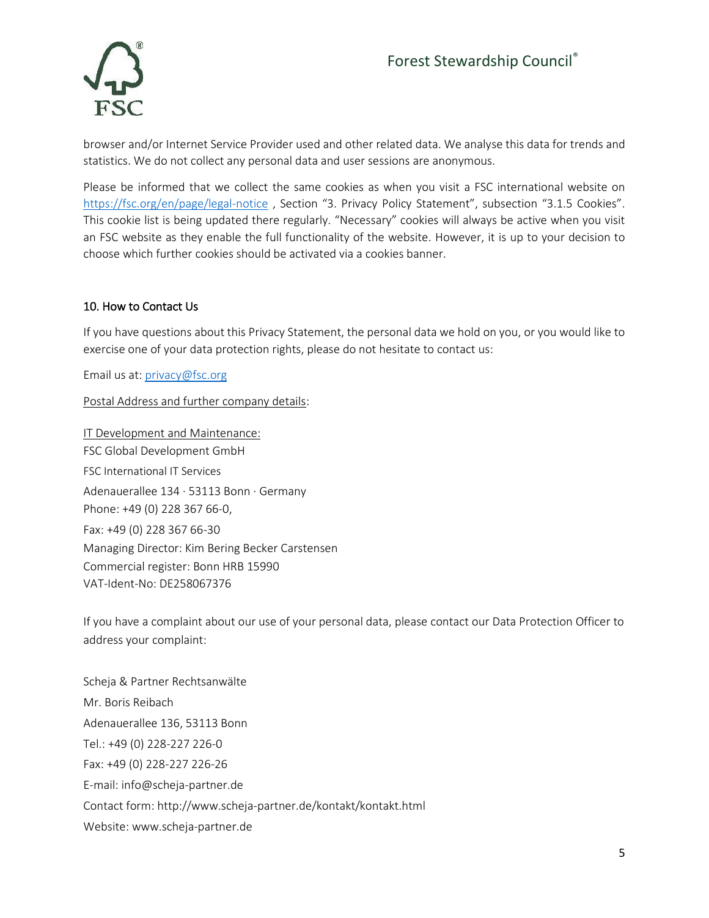browser and/or Internet Service Provider used and other related data. We analyse this data for trends and statistics. We do not collect any personal data and user sessions are anonymous.

Please be informed that we collect the same cookies as when you visit a FSC international website on https://fsc.org/en/page/legal-notice , Section "3. Privacy Policy Statement", subsection "3.1.5 Cookies". This cookie list is being updated there regularly. "Necessary" cookies will always be active when you visit an FSC website as they enable the full functionality of the website. However, it is up to your decision to choose which further cookies should be activated via a cookies banner.

## 10. How to Contact Us

If you have questions about this Privacy Statement, the personal data we hold on you, or you would like to exercise one of your data protection rights, please do not hesitate to contact us:

Email us at: privacy@fsc.org

Postal Address and further company details:

IT Development and Maintenance:
FSC Global Development GmbH
FSC International IT Services
Adenauerallee 134 · 53113 Bonn · Germany
Phone: +49 (0) 228 367 66-0,
Fax: +49 (0) 228 367 66-30
Managing Director: Kim Bering Becker Carstensen
Commercial register: Bonn HRB 15990
VAT-Ident-No: DE258067376

If you have a complaint about our use of your personal data, please contact our Data Protection Officer to address your complaint:

Scheja & Partner Rechtsanwälte
Mr. Boris Reibach
Adenauerallee 136, 53113 Bonn
Tel.: +49 (0) 228-227 226-0
Fax: +49 (0) 228-227 226-26
E-mail: info@scheja-partner.de
Contact form: http://www.scheja-partner.de/kontakt/kontakt.html
Website: www.scheja-partner.de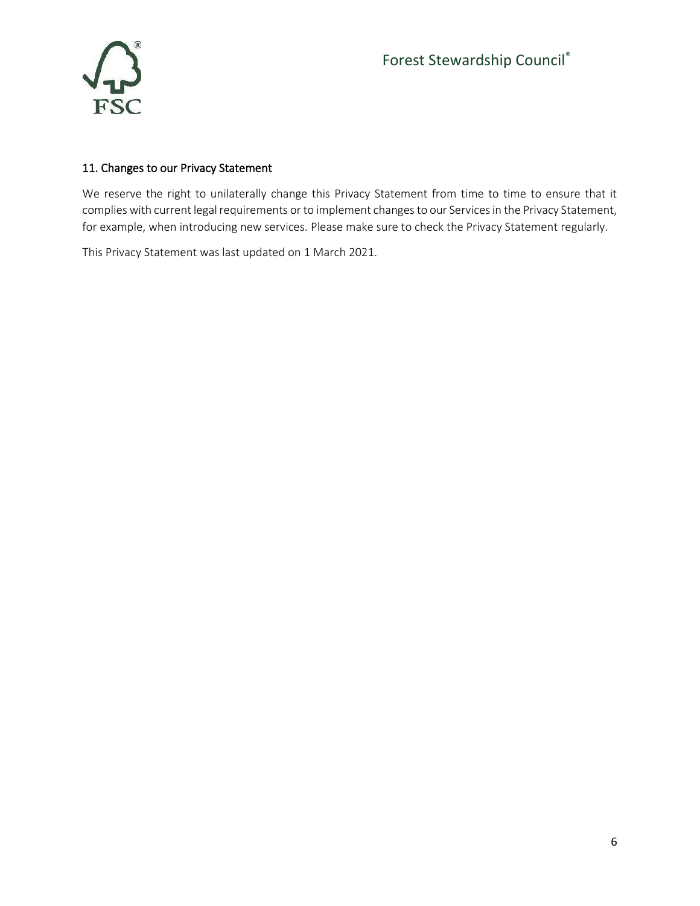## 11. Changes to our Privacy Statement

We reserve the right to unilaterally change this Privacy Statement from time to time to ensure that it complies with current legal requirements or to implement changes to our Services in the Privacy Statement, for example, when introducing new services. Please make sure to check the Privacy Statement regularly.

This Privacy Statement was last updated on 1 March 2021.